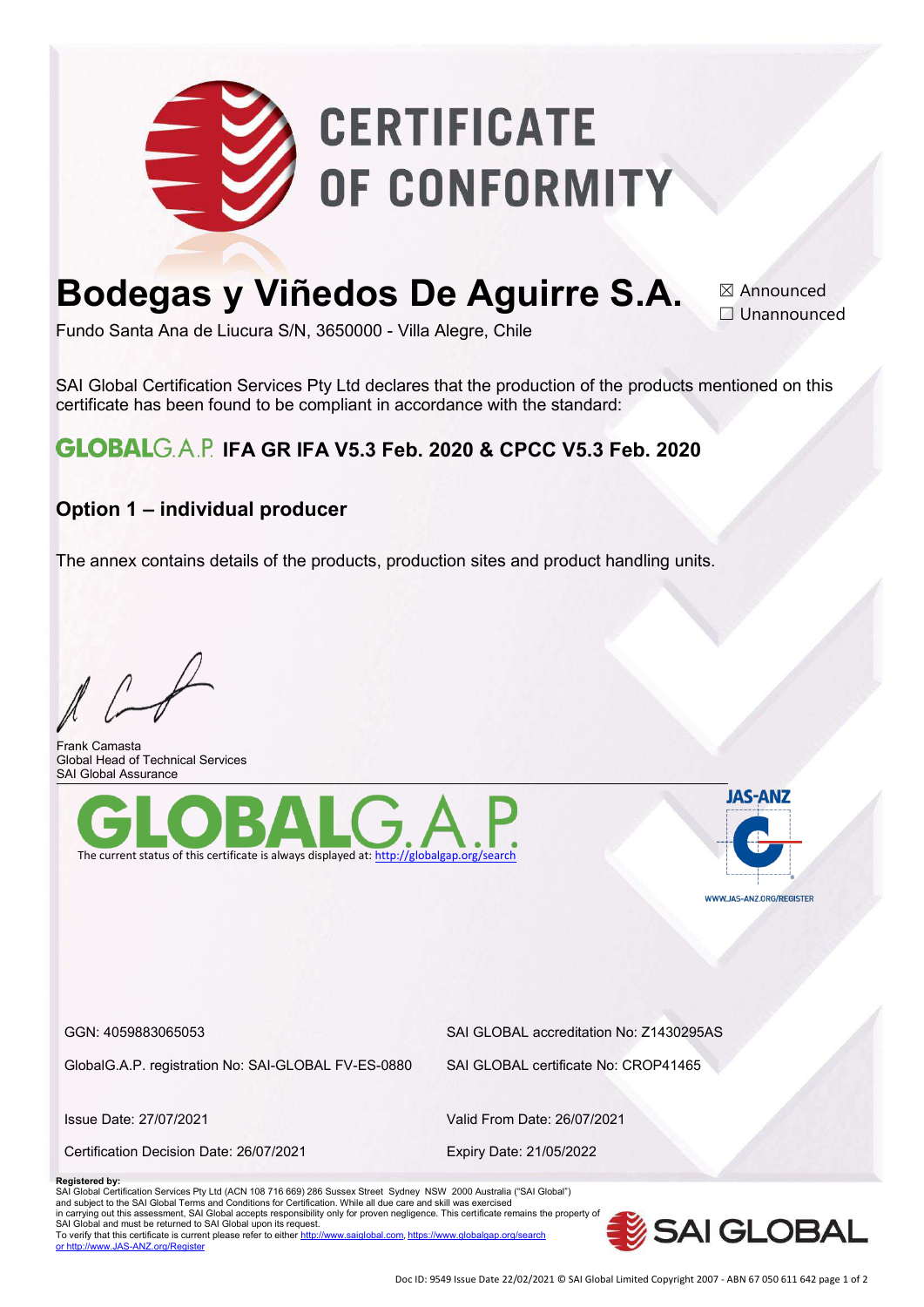# CERTIFICATE OF CONFORMITY

# Bodegas y Viñedos De Aguirre S.A.

☒ Announced
☐ Unannounced

Fundo Santa Ana de Liucura S/N, 3650000 - Villa Alegre, Chile

SAI Global Certification Services Pty Ltd declares that the production of the products mentioned on this certificate has been found to be compliant in accordance with the standard:

## GLOBALG.A.P. IFA GR IFA V5.3 Feb. 2020 & CPCC V5.3 Feb. 2020

### Option 1 – individual producer

The annex contains details of the products, production sites and product handling units.

Frank Camasta
Global Head of Technical Services
SAI Global Assurance

GLOBALG.A.P.
The current status of this certificate is always displayed at: http://globalgap.org/search

JAS-ANZ
WWW.JAS-ANZ.ORG/REGISTER

GGN: 4059883065053

SAI GLOBAL accreditation No: Z1430295AS

GlobalG.A.P. registration No: SAI-GLOBAL FV-ES-0880

SAI GLOBAL certificate No: CROP41465

Issue Date: 27/07/2021

Valid From Date: 26/07/2021

Certification Decision Date: 26/07/2021

Expiry Date: 21/05/2022

**Registered by:**
SAI Global Certification Services Pty Ltd (ACN 108 716 669) 286 Sussex Street Sydney NSW 2000 Australia ("SAI Global") and subject to the SAI Global Terms and Conditions for Certification. While all due care and skill was exercised in carrying out this assessment, SAI Global accepts responsibility only for proven negligence. This certificate remains the property of SAI Global and must be returned to SAI Global upon its request.
To verify that this certificate is current please refer to either http://www.saiglobal.com, https://www.globalgap.org/search or http://www.JAS-ANZ.org/Register

SAI GLOBAL

Doc ID: 9549 Issue Date 22/02/2021 © SAI Global Limited Copyright 2007 - ABN 67 050 611 642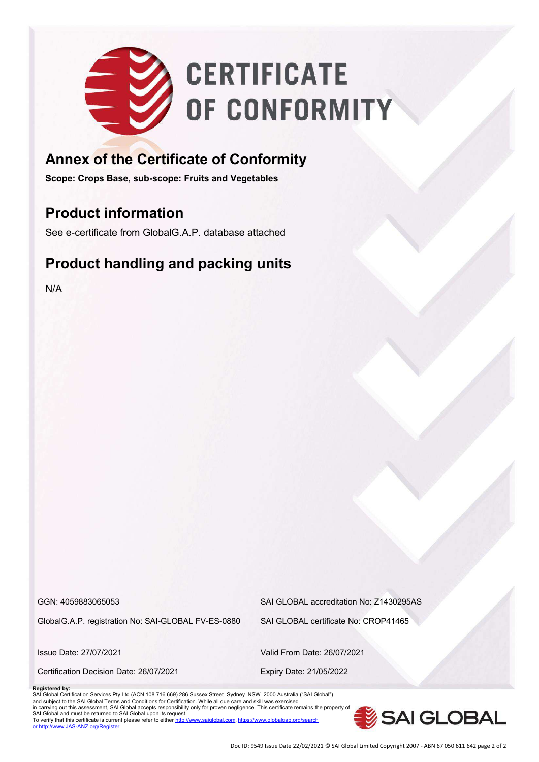# CERTIFICATE OF CONFORMITY

## Annex of the Certificate of Conformity

**Scope: Crops Base, sub-scope: Fruits and Vegetables**

## Product information

See e-certificate from GlobalG.A.P. database attached

## Product handling and packing units

N/A

GGN: 4059883065053

GlobalG.A.P. registration No: SAI-GLOBAL FV-ES-0880

SAI GLOBAL accreditation No: Z1430295AS

SAI GLOBAL certificate No: CROP41465

Issue Date: 27/07/2021

Certification Decision Date: 26/07/2021

Valid From Date: 26/07/2021

Expiry Date: 21/05/2022

**Registered by:**
SAI Global Certification Services Pty Ltd (ACN 108 716 669) 286 Sussex Street Sydney NSW 2000 Australia ("SAI Global") and subject to the SAI Global Terms and Conditions for Certification. While all due care and skill was exercised in carrying out this assessment, SAI Global accepts responsibility only for proven negligence. This certificate remains the property of SAI Global and must be returned to SAI Global upon its request.
To verify that this certificate is current please refer to either http://www.saiglobal.com, https://www.globalgap.org/search or http://www.JAS-ANZ.org/Register

SAI GLOBAL

Doc ID: 9549 Issue Date 22/02/2021 © SAI Global Limited Copyright 2007 - ABN 67 050 611 642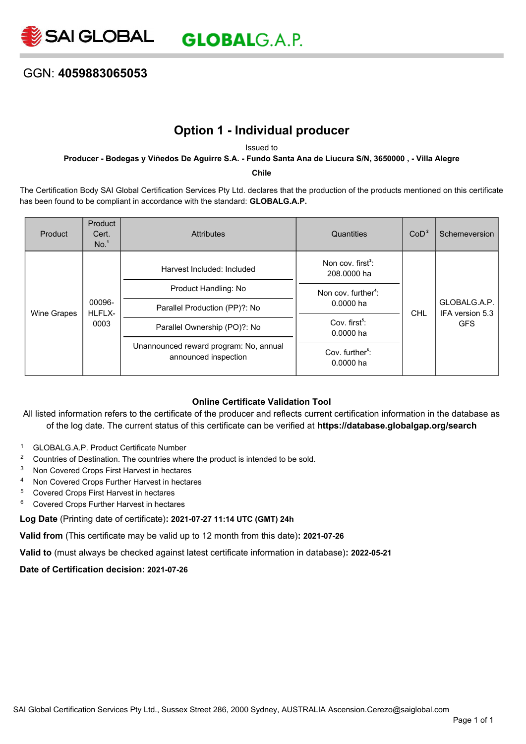SAI GLOBAL GLOBALG.A.P.

GGN: **4059883065053**

# Option 1 - Individual producer

Issued to

**Producer - Bodegas y Viñedos De Aguirre S.A. - Fundo Santa Ana de Liucura S/N, 3650000 , - Villa Alegre**

**Chile**

The Certification Body SAI Global Certification Services Pty Ltd. declares that the production of the products mentioned on this certificate has been found to be compliant in accordance with the standard: **GLOBALG.A.P.**

| Product | Product Cert. No.[1] | Attributes | Quantities | CoD[2] | Schemeversion |
|---|---|---|---|---|---|
| Wine Grapes | 00096-HLFLX-0003 | Harvest Included: Included<br>Product Handling: No<br>Parallel Production (PP)?: No<br>Parallel Ownership (PO)?: No<br>Unannounced reward program: No, annual announced inspection | Non cov. first[3]: 208.0000 ha<br>Non cov. further[4]: 0.0000 ha<br>Cov. first[5]: 0.0000 ha<br>Cov. further[6]: 0.0000 ha | CHL | GLOBALG.A.P. IFA version 5.3 GFS |

**Online Certificate Validation Tool**

All listed information refers to the certificate of the producer and reflects current certification information in the database as of the log date. The current status of this certificate can be verified at **https://database.globalgap.org/search**

[1] GLOBALG.A.P. Product Certificate Number
[2] Countries of Destination. The countries where the product is intended to be sold.
[3] Non Covered Crops First Harvest in hectares
[4] Non Covered Crops Further Harvest in hectares
[5] Covered Crops First Harvest in hectares
[6] Covered Crops Further Harvest in hectares

**Log Date** (Printing date of certificate)**: 2021-07-27 11:14 UTC (GMT) 24h**

**Valid from** (This certificate may be valid up to 12 month from this date)**: 2021-07-26**

**Valid to** (must always be checked against latest certificate information in database)**: 2022-05-21**

**Date of Certification decision: 2021-07-26**

SAI Global Certification Services Pty Ltd., Sussex Street 286, 2000 Sydney, AUSTRALIA Ascension.Cerezo@saiglobal.com